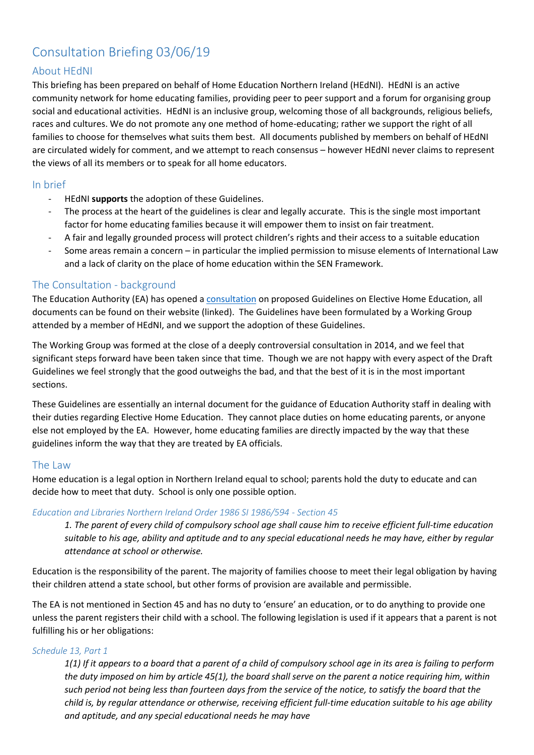# Consultation Briefing 03/06/19

## About HEdNI

This briefing has been prepared on behalf of Home Education Northern Ireland (HEdNI). HEdNI is an active community network for home educating families, providing peer to peer support and a forum for organising group social and educational activities. HEdNI is an inclusive group, welcoming those of all backgrounds, religious beliefs, races and cultures. We do not promote any one method of home-educating; rather we support the right of all families to choose for themselves what suits them best. All documents published by members on behalf of HEdNI are circulated widely for comment, and we attempt to reach consensus – however HEdNI never claims to represent the views of all its members or to speak for all home educators.

## In brief

- HEdNI **supports** the adoption of these Guidelines.
- The process at the heart of the guidelines is clear and legally accurate. This is the single most important factor for home educating families because it will empower them to insist on fair treatment.
- A fair and legally grounded process will protect children's rights and their access to a suitable education
- Some areas remain a concern – in particular the implied permission to misuse elements of International Law and a lack of clarity on the place of home education within the SEN Framework.

## The Consultation - background

The Education Authority (EA) has opened a consultation on proposed Guidelines on Elective Home Education, all documents can be found on their website (linked). The Guidelines have been formulated by a Working Group attended by a member of HEdNI, and we support the adoption of these Guidelines.

The Working Group was formed at the close of a deeply controversial consultation in 2014, and we feel that significant steps forward have been taken since that time. Though we are not happy with every aspect of the Draft Guidelines we feel strongly that the good outweighs the bad, and that the best of it is in the most important sections.

These Guidelines are essentially an internal document for the guidance of Education Authority staff in dealing with their duties regarding Elective Home Education. They cannot place duties on home educating parents, or anyone else not employed by the EA. However, home educating families are directly impacted by the way that these guidelines inform the way that they are treated by EA officials.

## The Law

Home education is a legal option in Northern Ireland equal to school; parents hold the duty to educate and can decide how to meet that duty. School is only one possible option.

### *Education and Libraries Northern Ireland Order 1986 SI 1986/594 - Section 45*

> *1. The parent of every child of compulsory school age shall cause him to receive efficient full-time education suitable to his age, ability and aptitude and to any special educational needs he may have, either by regular attendance at school or otherwise.*

Education is the responsibility of the parent. The majority of families choose to meet their legal obligation by having their children attend a state school, but other forms of provision are available and permissible.

The EA is not mentioned in Section 45 and has no duty to 'ensure' an education, or to do anything to provide one unless the parent registers their child with a school. The following legislation is used if it appears that a parent is not fulfilling his or her obligations:

### *Schedule 13, Part 1*

> *1(1) If it appears to a board that a parent of a child of compulsory school age in its area is failing to perform the duty imposed on him by article 45(1), the board shall serve on the parent a notice requiring him, within such period not being less than fourteen days from the service of the notice, to satisfy the board that the child is, by regular attendance or otherwise, receiving efficient full-time education suitable to his age ability and aptitude, and any special educational needs he may have*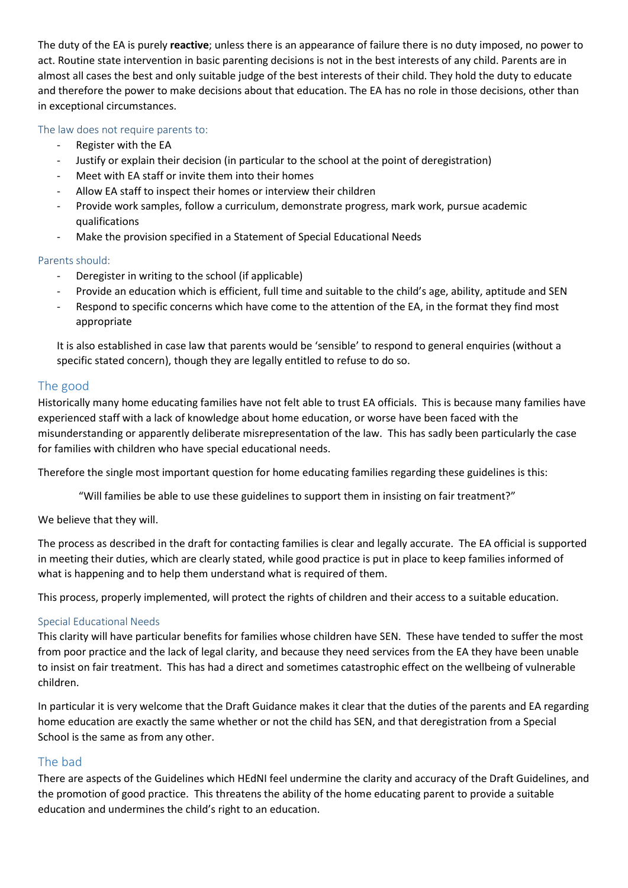The duty of the EA is purely **reactive**; unless there is an appearance of failure there is no duty imposed, no power to act. Routine state intervention in basic parenting decisions is not in the best interests of any child. Parents are in almost all cases the best and only suitable judge of the best interests of their child. They hold the duty to educate and therefore the power to make decisions about that education. The EA has no role in those decisions, other than in exceptional circumstances.

### The law does not require parents to:

- Register with the EA
- Justify or explain their decision (in particular to the school at the point of deregistration)
- Meet with EA staff or invite them into their homes
- Allow EA staff to inspect their homes or interview their children
- Provide work samples, follow a curriculum, demonstrate progress, mark work, pursue academic qualifications
- Make the provision specified in a Statement of Special Educational Needs

### Parents should:

- Deregister in writing to the school (if applicable)
- Provide an education which is efficient, full time and suitable to the child's age, ability, aptitude and SEN
- Respond to specific concerns which have come to the attention of the EA, in the format they find most appropriate

It is also established in case law that parents would be 'sensible' to respond to general enquiries (without a specific stated concern), though they are legally entitled to refuse to do so.

## The good

Historically many home educating families have not felt able to trust EA officials. This is because many families have experienced staff with a lack of knowledge about home education, or worse have been faced with the misunderstanding or apparently deliberate misrepresentation of the law. This has sadly been particularly the case for families with children who have special educational needs.

Therefore the single most important question for home educating families regarding these guidelines is this:

> "Will families be able to use these guidelines to support them in insisting on fair treatment?"

We believe that they will.

The process as described in the draft for contacting families is clear and legally accurate. The EA official is supported in meeting their duties, which are clearly stated, while good practice is put in place to keep families informed of what is happening and to help them understand what is required of them.

This process, properly implemented, will protect the rights of children and their access to a suitable education.

### Special Educational Needs

This clarity will have particular benefits for families whose children have SEN. These have tended to suffer the most from poor practice and the lack of legal clarity, and because they need services from the EA they have been unable to insist on fair treatment. This has had a direct and sometimes catastrophic effect on the wellbeing of vulnerable children.

In particular it is very welcome that the Draft Guidance makes it clear that the duties of the parents and EA regarding home education are exactly the same whether or not the child has SEN, and that deregistration from a Special School is the same as from any other.

## The bad

There are aspects of the Guidelines which HEdNI feel undermine the clarity and accuracy of the Draft Guidelines, and the promotion of good practice. This threatens the ability of the home educating parent to provide a suitable education and undermines the child's right to an education.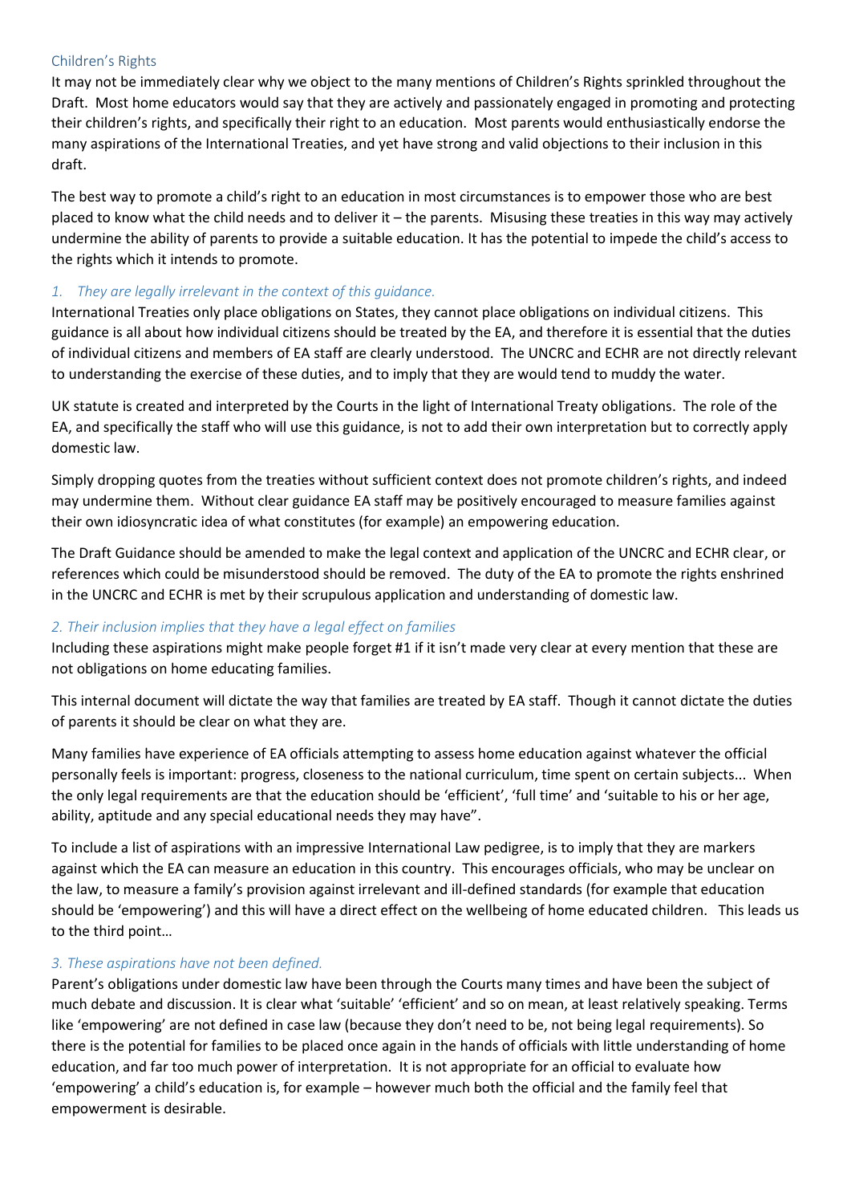## Children's Rights

It may not be immediately clear why we object to the many mentions of Children's Rights sprinkled throughout the Draft. Most home educators would say that they are actively and passionately engaged in promoting and protecting their children's rights, and specifically their right to an education. Most parents would enthusiastically endorse the many aspirations of the International Treaties, and yet have strong and valid objections to their inclusion in this draft.

The best way to promote a child's right to an education in most circumstances is to empower those who are best placed to know what the child needs and to deliver it – the parents. Misusing these treaties in this way may actively undermine the ability of parents to provide a suitable education. It has the potential to impede the child's access to the rights which it intends to promote.

### *1. They are legally irrelevant in the context of this guidance.*

International Treaties only place obligations on States, they cannot place obligations on individual citizens. This guidance is all about how individual citizens should be treated by the EA, and therefore it is essential that the duties of individual citizens and members of EA staff are clearly understood. The UNCRC and ECHR are not directly relevant to understanding the exercise of these duties, and to imply that they are would tend to muddy the water.

UK statute is created and interpreted by the Courts in the light of International Treaty obligations. The role of the EA, and specifically the staff who will use this guidance, is not to add their own interpretation but to correctly apply domestic law.

Simply dropping quotes from the treaties without sufficient context does not promote children's rights, and indeed may undermine them. Without clear guidance EA staff may be positively encouraged to measure families against their own idiosyncratic idea of what constitutes (for example) an empowering education.

The Draft Guidance should be amended to make the legal context and application of the UNCRC and ECHR clear, or references which could be misunderstood should be removed. The duty of the EA to promote the rights enshrined in the UNCRC and ECHR is met by their scrupulous application and understanding of domestic law.

### *2. Their inclusion implies that they have a legal effect on families*

Including these aspirations might make people forget #1 if it isn't made very clear at every mention that these are not obligations on home educating families.

This internal document will dictate the way that families are treated by EA staff. Though it cannot dictate the duties of parents it should be clear on what they are.

Many families have experience of EA officials attempting to assess home education against whatever the official personally feels is important: progress, closeness to the national curriculum, time spent on certain subjects... When the only legal requirements are that the education should be 'efficient', 'full time' and 'suitable to his or her age, ability, aptitude and any special educational needs they may have".

To include a list of aspirations with an impressive International Law pedigree, is to imply that they are markers against which the EA can measure an education in this country. This encourages officials, who may be unclear on the law, to measure a family's provision against irrelevant and ill-defined standards (for example that education should be 'empowering') and this will have a direct effect on the wellbeing of home educated children. This leads us to the third point…

### *3. These aspirations have not been defined.*

Parent's obligations under domestic law have been through the Courts many times and have been the subject of much debate and discussion. It is clear what 'suitable' 'efficient' and so on mean, at least relatively speaking. Terms like 'empowering' are not defined in case law (because they don't need to be, not being legal requirements). So there is the potential for families to be placed once again in the hands of officials with little understanding of home education, and far too much power of interpretation. It is not appropriate for an official to evaluate how 'empowering' a child's education is, for example – however much both the official and the family feel that empowerment is desirable.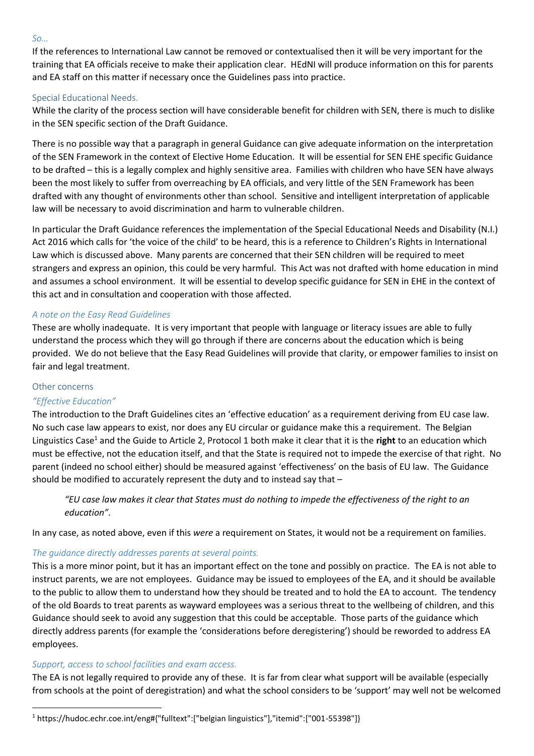*So…*

If the references to International Law cannot be removed or contextualised then it will be very important for the training that EA officials receive to make their application clear. HEdNI will produce information on this for parents and EA staff on this matter if necessary once the Guidelines pass into practice.

### Special Educational Needs.

While the clarity of the process section will have considerable benefit for children with SEN, there is much to dislike in the SEN specific section of the Draft Guidance.

There is no possible way that a paragraph in general Guidance can give adequate information on the interpretation of the SEN Framework in the context of Elective Home Education. It will be essential for SEN EHE specific Guidance to be drafted – this is a legally complex and highly sensitive area. Families with children who have SEN have always been the most likely to suffer from overreaching by EA officials, and very little of the SEN Framework has been drafted with any thought of environments other than school. Sensitive and intelligent interpretation of applicable law will be necessary to avoid discrimination and harm to vulnerable children.

In particular the Draft Guidance references the implementation of the Special Educational Needs and Disability (N.I.) Act 2016 which calls for 'the voice of the child' to be heard, this is a reference to Children's Rights in International Law which is discussed above. Many parents are concerned that their SEN children will be required to meet strangers and express an opinion, this could be very harmful. This Act was not drafted with home education in mind and assumes a school environment. It will be essential to develop specific guidance for SEN in EHE in the context of this act and in consultation and cooperation with those affected.

*A note on the Easy Read Guidelines*

These are wholly inadequate. It is very important that people with language or literacy issues are able to fully understand the process which they will go through if there are concerns about the education which is being provided. We do not believe that the Easy Read Guidelines will provide that clarity, or empower families to insist on fair and legal treatment.

### Other concerns

*"Effective Education"*

The introduction to the Draft Guidelines cites an 'effective education' as a requirement deriving from EU case law. No such case law appears to exist, nor does any EU circular or guidance make this a requirement. The Belgian Linguistics Case[1] and the Guide to Article 2, Protocol 1 both make it clear that it is the **right** to an education which must be effective, not the education itself, and that the State is required not to impede the exercise of that right. No parent (indeed no school either) should be measured against 'effectiveness' on the basis of EU law. The Guidance should be modified to accurately represent the duty and to instead say that –

> *"EU case law makes it clear that States must do nothing to impede the effectiveness of the right to an education".*

In any case, as noted above, even if this *were* a requirement on States, it would not be a requirement on families.

*The guidance directly addresses parents at several points.*

This is a more minor point, but it has an important effect on the tone and possibly on practice. The EA is not able to instruct parents, we are not employees. Guidance may be issued to employees of the EA, and it should be available to the public to allow them to understand how they should be treated and to hold the EA to account. The tendency of the old Boards to treat parents as wayward employees was a serious threat to the wellbeing of children, and this Guidance should seek to avoid any suggestion that this could be acceptable. Those parts of the guidance which directly address parents (for example the 'considerations before deregistering') should be reworded to address EA employees.

*Support, access to school facilities and exam access.*

The EA is not legally required to provide any of these. It is far from clear what support will be available (especially from schools at the point of deregistration) and what the school considers to be 'support' may well not be welcomed

---

[1] https://hudoc.echr.coe.int/eng#{"fulltext":["belgian linguistics"],"itemid":["001-55398"]}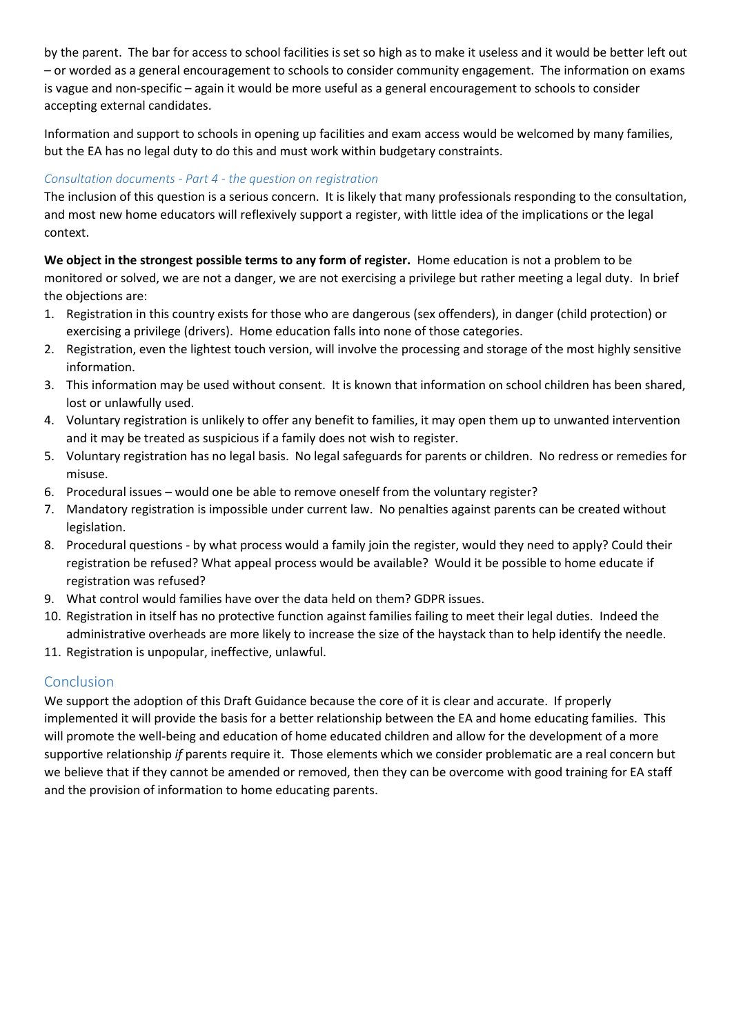by the parent. The bar for access to school facilities is set so high as to make it useless and it would be better left out – or worded as a general encouragement to schools to consider community engagement. The information on exams is vague and non-specific – again it would be more useful as a general encouragement to schools to consider accepting external candidates.

Information and support to schools in opening up facilities and exam access would be welcomed by many families, but the EA has no legal duty to do this and must work within budgetary constraints.

### *Consultation documents - Part 4 - the question on registration*

The inclusion of this question is a serious concern. It is likely that many professionals responding to the consultation, and most new home educators will reflexively support a register, with little idea of the implications or the legal context.

**We object in the strongest possible terms to any form of register.** Home education is not a problem to be monitored or solved, we are not a danger, we are not exercising a privilege but rather meeting a legal duty. In brief the objections are:

1. Registration in this country exists for those who are dangerous (sex offenders), in danger (child protection) or exercising a privilege (drivers). Home education falls into none of those categories.
2. Registration, even the lightest touch version, will involve the processing and storage of the most highly sensitive information.
3. This information may be used without consent. It is known that information on school children has been shared, lost or unlawfully used.
4. Voluntary registration is unlikely to offer any benefit to families, it may open them up to unwanted intervention and it may be treated as suspicious if a family does not wish to register.
5. Voluntary registration has no legal basis. No legal safeguards for parents or children. No redress or remedies for misuse.
6. Procedural issues – would one be able to remove oneself from the voluntary register?
7. Mandatory registration is impossible under current law. No penalties against parents can be created without legislation.
8. Procedural questions - by what process would a family join the register, would they need to apply? Could their registration be refused? What appeal process would be available? Would it be possible to home educate if registration was refused?
9. What control would families have over the data held on them? GDPR issues.
10. Registration in itself has no protective function against families failing to meet their legal duties. Indeed the administrative overheads are more likely to increase the size of the haystack than to help identify the needle.
11. Registration is unpopular, ineffective, unlawful.

## Conclusion

We support the adoption of this Draft Guidance because the core of it is clear and accurate. If properly implemented it will provide the basis for a better relationship between the EA and home educating families. This will promote the well-being and education of home educated children and allow for the development of a more supportive relationship *if* parents require it. Those elements which we consider problematic are a real concern but we believe that if they cannot be amended or removed, then they can be overcome with good training for EA staff and the provision of information to home educating parents.